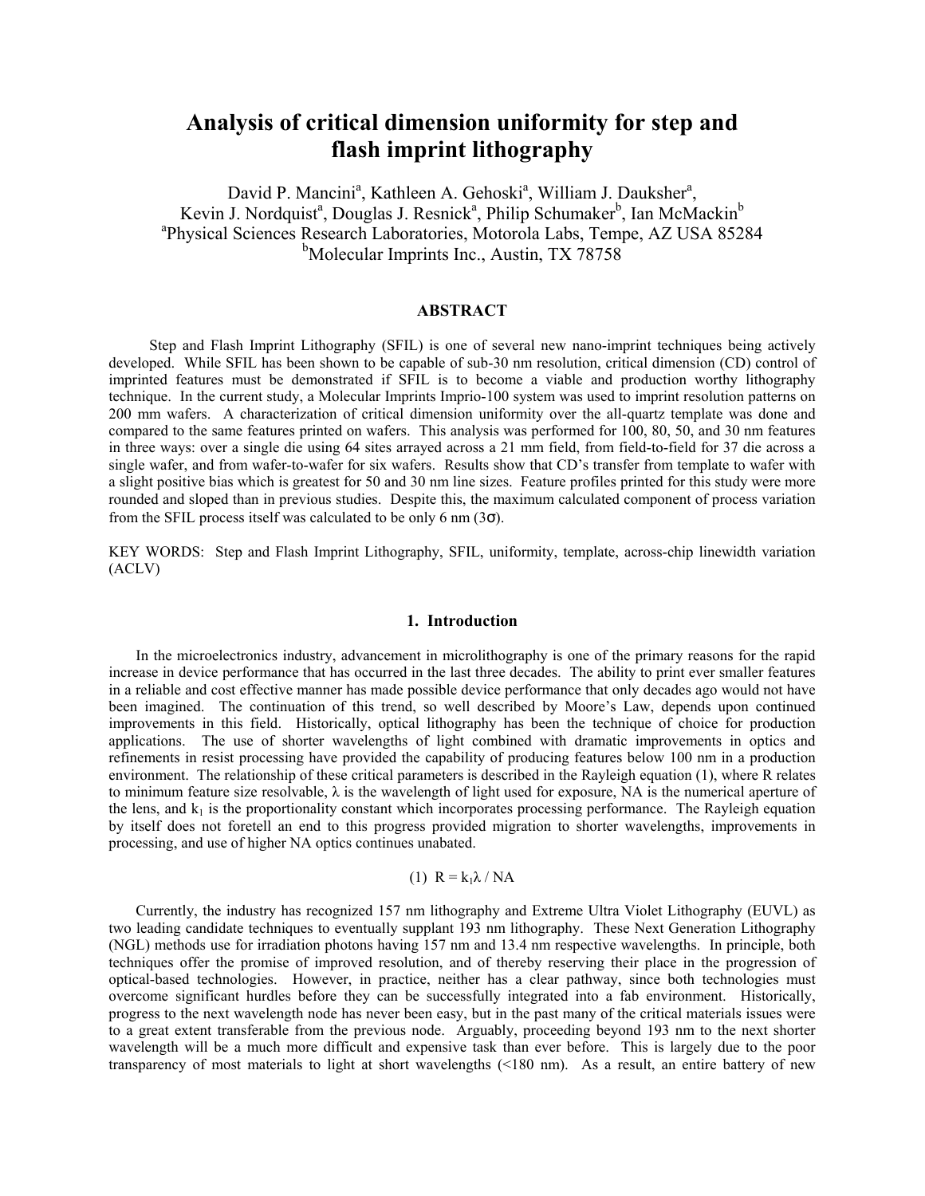# Analysis of critical dimension uniformity for step and flash imprint lithography

David P. Mancini[a], Kathleen A. Gehoski[a], William J. Dauksher[a], Kevin J. Nordquist[a], Douglas J. Resnick[a], Philip Schumaker[b], Ian McMackin[b]

[a]Physical Sciences Research Laboratories, Motorola Labs, Tempe, AZ USA 85284

[b]Molecular Imprints Inc., Austin, TX 78758

## ABSTRACT

Step and Flash Imprint Lithography (SFIL) is one of several new nano-imprint techniques being actively developed. While SFIL has been shown to be capable of sub-30 nm resolution, critical dimension (CD) control of imprinted features must be demonstrated if SFIL is to become a viable and production worthy lithography technique. In the current study, a Molecular Imprints Imprio-100 system was used to imprint resolution patterns on 200 mm wafers. A characterization of critical dimension uniformity over the all-quartz template was done and compared to the same features printed on wafers. This analysis was performed for 100, 80, 50, and 30 nm features in three ways: over a single die using 64 sites arrayed across a 21 mm field, from field-to-field for 37 die across a single wafer, and from wafer-to-wafer for six wafers. Results show that CD's transfer from template to wafer with a slight positive bias which is greatest for 50 and 30 nm line sizes. Feature profiles printed for this study were more rounded and sloped than in previous studies. Despite this, the maximum calculated component of process variation from the SFIL process itself was calculated to be only 6 nm ($3\sigma$).

KEY WORDS: Step and Flash Imprint Lithography, SFIL, uniformity, template, across-chip linewidth variation (ACLV)

## 1. Introduction

In the microelectronics industry, advancement in microlithography is one of the primary reasons for the rapid increase in device performance that has occurred in the last three decades. The ability to print ever smaller features in a reliable and cost effective manner has made possible device performance that only decades ago would not have been imagined. The continuation of this trend, so well described by Moore's Law, depends upon continued improvements in this field. Historically, optical lithography has been the technique of choice for production applications. The use of shorter wavelengths of light combined with dramatic improvements in optics and refinements in resist processing have provided the capability of producing features below 100 nm in a production environment. The relationship of these critical parameters is described in the Rayleigh equation (1), where R relates to minimum feature size resolvable, $\lambda$ is the wavelength of light used for exposure, NA is the numerical aperture of the lens, and $k_1$ is the proportionality constant which incorporates processing performance. The Rayleigh equation by itself does not foretell an end to this progress provided migration to shorter wavelengths, improvements in processing, and use of higher NA optics continues unabated.

$$(1)\quad R = k_1\lambda / NA$$

Currently, the industry has recognized 157 nm lithography and Extreme Ultra Violet Lithography (EUVL) as two leading candidate techniques to eventually supplant 193 nm lithography. These Next Generation Lithography (NGL) methods use for irradiation photons having 157 nm and 13.4 nm respective wavelengths. In principle, both techniques offer the promise of improved resolution, and of thereby reserving their place in the progression of optical-based technologies. However, in practice, neither has a clear pathway, since both technologies must overcome significant hurdles before they can be successfully integrated into a fab environment. Historically, progress to the next wavelength node has never been easy, but in the past many of the critical materials issues were to a great extent transferable from the previous node. Arguably, proceeding beyond 193 nm to the next shorter wavelength will be a much more difficult and expensive task than ever before. This is largely due to the poor transparency of most materials to light at short wavelengths (<180 nm). As a result, an entire battery of new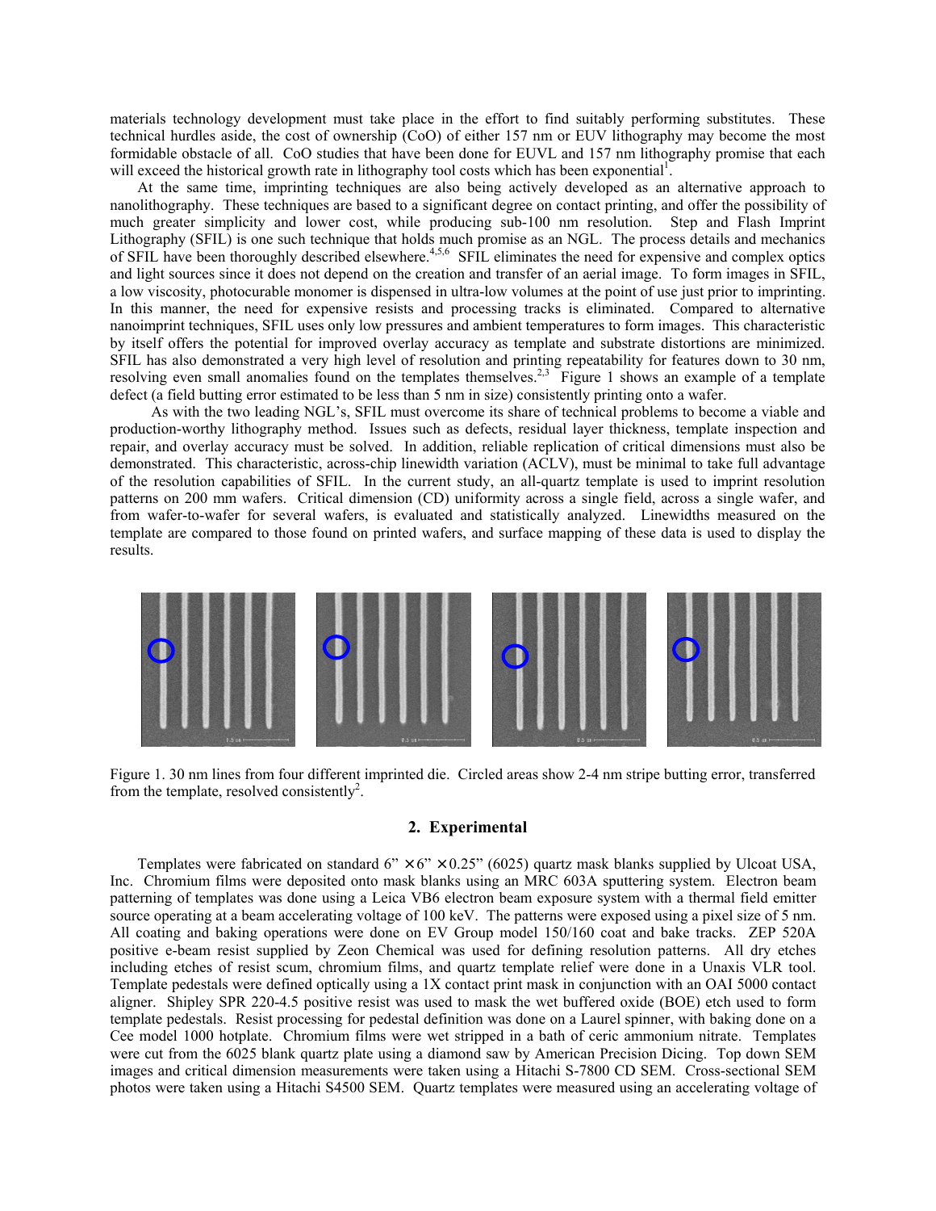materials technology development must take place in the effort to find suitably performing substitutes. These technical hurdles aside, the cost of ownership (CoO) of either 157 nm or EUV lithography may become the most formidable obstacle of all. CoO studies that have been done for EUVL and 157 nm lithography promise that each will exceed the historical growth rate in lithography tool costs which has been exponential[1].

At the same time, imprinting techniques are also being actively developed as an alternative approach to nanolithography. These techniques are based to a significant degree on contact printing, and offer the possibility of much greater simplicity and lower cost, while producing sub-100 nm resolution. Step and Flash Imprint Lithography (SFIL) is one such technique that holds much promise as an NGL. The process details and mechanics of SFIL have been thoroughly described elsewhere.[4,5,6] SFIL eliminates the need for expensive and complex optics and light sources since it does not depend on the creation and transfer of an aerial image. To form images in SFIL, a low viscosity, photocurable monomer is dispensed in ultra-low volumes at the point of use just prior to imprinting. In this manner, the need for expensive resists and processing tracks is eliminated. Compared to alternative nanoimprint techniques, SFIL uses only low pressures and ambient temperatures to form images. This characteristic by itself offers the potential for improved overlay accuracy as template and substrate distortions are minimized. SFIL has also demonstrated a very high level of resolution and printing repeatability for features down to 30 nm, resolving even small anomalies found on the templates themselves.[2,3] Figure 1 shows an example of a template defect (a field butting error estimated to be less than 5 nm in size) consistently printing onto a wafer.

As with the two leading NGL's, SFIL must overcome its share of technical problems to become a viable and production-worthy lithography method. Issues such as defects, residual layer thickness, template inspection and repair, and overlay accuracy must be solved. In addition, reliable replication of critical dimensions must also be demonstrated. This characteristic, across-chip linewidth variation (ACLV), must be minimal to take full advantage of the resolution capabilities of SFIL. In the current study, an all-quartz template is used to imprint resolution patterns on 200 mm wafers. Critical dimension (CD) uniformity across a single field, across a single wafer, and from wafer-to-wafer for several wafers, is evaluated and statistically analyzed. Linewidths measured on the template are compared to those found on printed wafers, and surface mapping of these data is used to display the results.

Figure 1. 30 nm lines from four different imprinted die. Circled areas show 2-4 nm stripe butting error, transferred from the template, resolved consistently[2].

## 2. Experimental

Templates were fabricated on standard 6" × 6" × 0.25" (6025) quartz mask blanks supplied by Ulcoat USA, Inc. Chromium films were deposited onto mask blanks using an MRC 603A sputtering system. Electron beam patterning of templates was done using a Leica VB6 electron beam exposure system with a thermal field emitter source operating at a beam accelerating voltage of 100 keV. The patterns were exposed using a pixel size of 5 nm. All coating and baking operations were done on EV Group model 150/160 coat and bake tracks. ZEP 520A positive e-beam resist supplied by Zeon Chemical was used for defining resolution patterns. All dry etches including etches of resist scum, chromium films, and quartz template relief were done in a Unaxis VLR tool. Template pedestals were defined optically using a 1X contact print mask in conjunction with an OAI 5000 contact aligner. Shipley SPR 220-4.5 positive resist was used to mask the wet buffered oxide (BOE) etch used to form template pedestals. Resist processing for pedestal definition was done on a Laurel spinner, with baking done on a Cee model 1000 hotplate. Chromium films were wet stripped in a bath of ceric ammonium nitrate. Templates were cut from the 6025 blank quartz plate using a diamond saw by American Precision Dicing. Top down SEM images and critical dimension measurements were taken using a Hitachi S-7800 CD SEM. Cross-sectional SEM photos were taken using a Hitachi S4500 SEM. Quartz templates were measured using an accelerating voltage of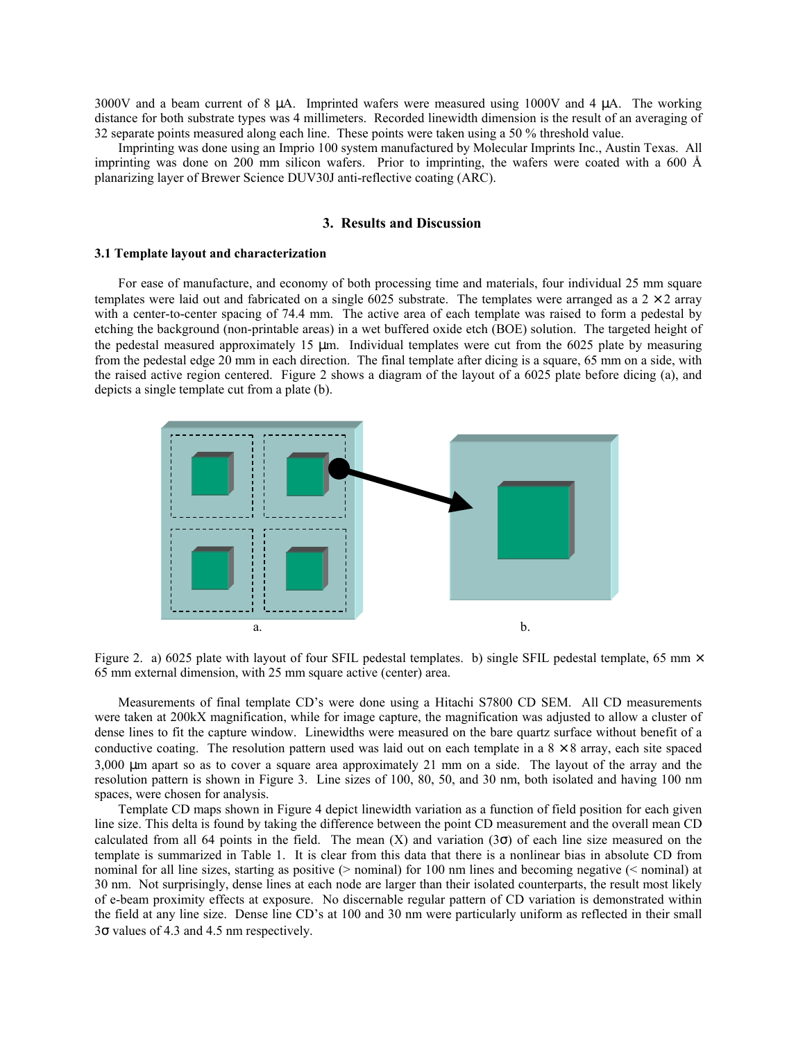3000V and a beam current of 8 μA. Imprinted wafers were measured using 1000V and 4 μA. The working distance for both substrate types was 4 millimeters. Recorded linewidth dimension is the result of an averaging of 32 separate points measured along each line. These points were taken using a 50 % threshold value.

Imprinting was done using an Imprio 100 system manufactured by Molecular Imprints Inc., Austin Texas. All imprinting was done on 200 mm silicon wafers. Prior to imprinting, the wafers were coated with a 600 Å planarizing layer of Brewer Science DUV30J anti-reflective coating (ARC).

## 3. Results and Discussion

### 3.1 Template layout and characterization

For ease of manufacture, and economy of both processing time and materials, four individual 25 mm square templates were laid out and fabricated on a single 6025 substrate. The templates were arranged as a 2 × 2 array with a center-to-center spacing of 74.4 mm. The active area of each template was raised to form a pedestal by etching the background (non-printable areas) in a wet buffered oxide etch (BOE) solution. The targeted height of the pedestal measured approximately 15 μm. Individual templates were cut from the 6025 plate by measuring from the pedestal edge 20 mm in each direction. The final template after dicing is a square, 65 mm on a side, with the raised active region centered. Figure 2 shows a diagram of the layout of a 6025 plate before dicing (a), and depicts a single template cut from a plate (b).

Figure 2. a) 6025 plate with layout of four SFIL pedestal templates. b) single SFIL pedestal template, 65 mm × 65 mm external dimension, with 25 mm square active (center) area.

Measurements of final template CD's were done using a Hitachi S7800 CD SEM. All CD measurements were taken at 200kX magnification, while for image capture, the magnification was adjusted to allow a cluster of dense lines to fit the capture window. Linewidths were measured on the bare quartz surface without benefit of a conductive coating. The resolution pattern used was laid out on each template in a 8 × 8 array, each site spaced 3,000 μm apart so as to cover a square area approximately 21 mm on a side. The layout of the array and the resolution pattern is shown in Figure 3. Line sizes of 100, 80, 50, and 30 nm, both isolated and having 100 nm spaces, were chosen for analysis.

Template CD maps shown in Figure 4 depict linewidth variation as a function of field position for each given line size. This delta is found by taking the difference between the point CD measurement and the overall mean CD calculated from all 64 points in the field. The mean (X) and variation (3σ) of each line size measured on the template is summarized in Table 1. It is clear from this data that there is a nonlinear bias in absolute CD from nominal for all line sizes, starting as positive (> nominal) for 100 nm lines and becoming negative (< nominal) at 30 nm. Not surprisingly, dense lines at each node are larger than their isolated counterparts, the result most likely of e-beam proximity effects at exposure. No discernable regular pattern of CD variation is demonstrated within the field at any line size. Dense line CD's at 100 and 30 nm were particularly uniform as reflected in their small 3σ values of 4.3 and 4.5 nm respectively.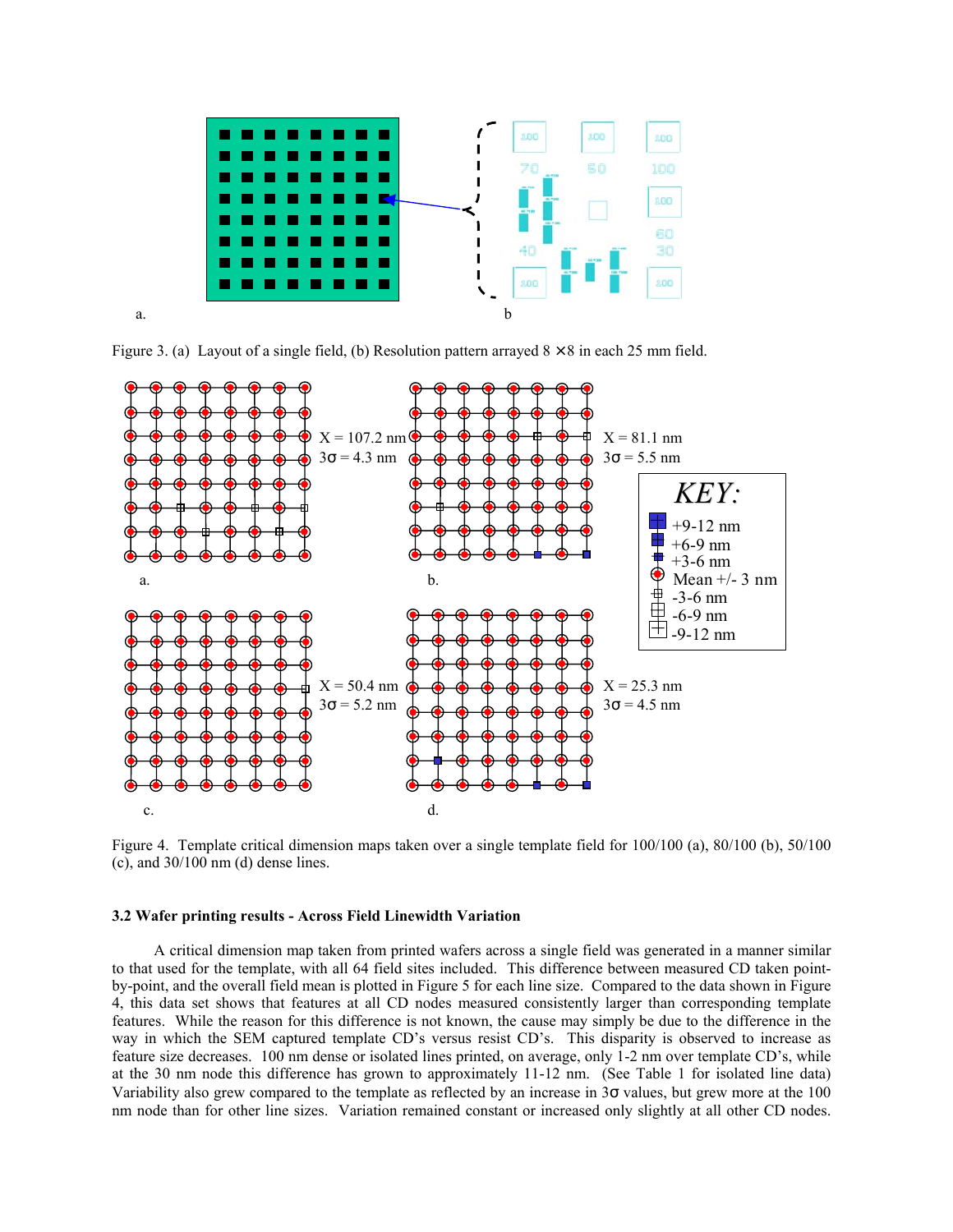Figure 3. (a) Layout of a single field, (b) Resolution pattern arrayed 8 × 8 in each 25 mm field.

Figure 4. Template critical dimension maps taken over a single template field for 100/100 (a), 80/100 (b), 50/100 (c), and 30/100 nm (d) dense lines.

### 3.2 Wafer printing results - Across Field Linewidth Variation

A critical dimension map taken from printed wafers across a single field was generated in a manner similar to that used for the template, with all 64 field sites included. This difference between measured CD taken point-by-point, and the overall field mean is plotted in Figure 5 for each line size. Compared to the data shown in Figure 4, this data set shows that features at all CD nodes measured consistently larger than corresponding template features. While the reason for this difference is not known, the cause may simply be due to the difference in the way in which the SEM captured template CD's versus resist CD's. This disparity is observed to increase as feature size decreases. 100 nm dense or isolated lines printed, on average, only 1-2 nm over template CD's, while at the 30 nm node this difference has grown to approximately 11-12 nm. (See Table 1 for isolated line data) Variability also grew compared to the template as reflected by an increase in 3σ values, but grew more at the 100 nm node than for other line sizes. Variation remained constant or increased only slightly at all other CD nodes.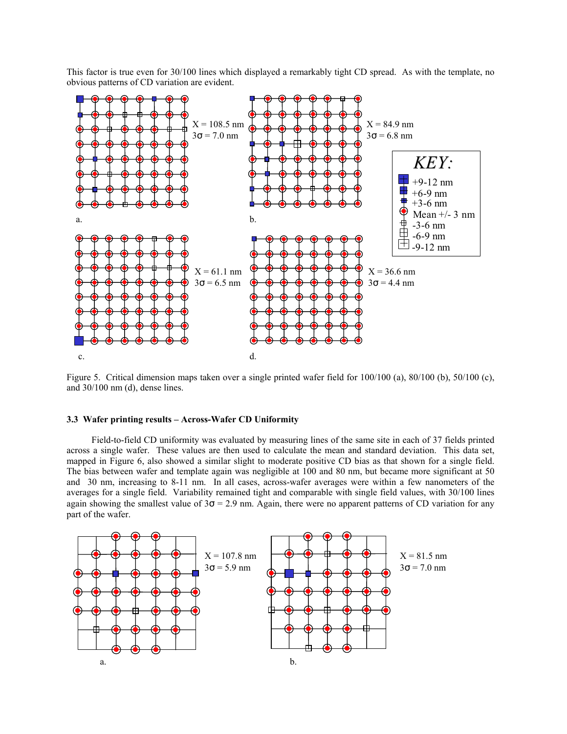This factor is true even for 30/100 lines which displayed a remarkably tight CD spread. As with the template, no obvious patterns of CD variation are evident.

X = 108.5 nm
3σ = 7.0 nm

X = 84.9 nm
3σ = 6.8 nm

*KEY:*
- +9-12 nm
- +6-9 nm
- +3-6 nm
- Mean +/- 3 nm
- -3-6 nm
- -6-9 nm
- -9-12 nm

X = 61.1 nm
3σ = 6.5 nm

X = 36.6 nm
3σ = 4.4 nm

Figure 5. Critical dimension maps taken over a single printed wafer field for 100/100 (a), 80/100 (b), 50/100 (c), and 30/100 nm (d), dense lines.

### 3.3 Wafer printing results – Across-Wafer CD Uniformity

Field-to-field CD uniformity was evaluated by measuring lines of the same site in each of 37 fields printed across a single wafer. These values are then used to calculate the mean and standard deviation. This data set, mapped in Figure 6, also showed a similar slight to moderate positive CD bias as that shown for a single field. The bias between wafer and template again was negligible at 100 and 80 nm, but became more significant at 50 and 30 nm, increasing to 8-11 nm. In all cases, across-wafer averages were within a few nanometers of the averages for a single field. Variability remained tight and comparable with single field values, with 30/100 lines again showing the smallest value of 3σ = 2.9 nm. Again, there were no apparent patterns of CD variation for any part of the wafer.

X = 107.8 nm
3σ = 5.9 nm

X = 81.5 nm
3σ = 7.0 nm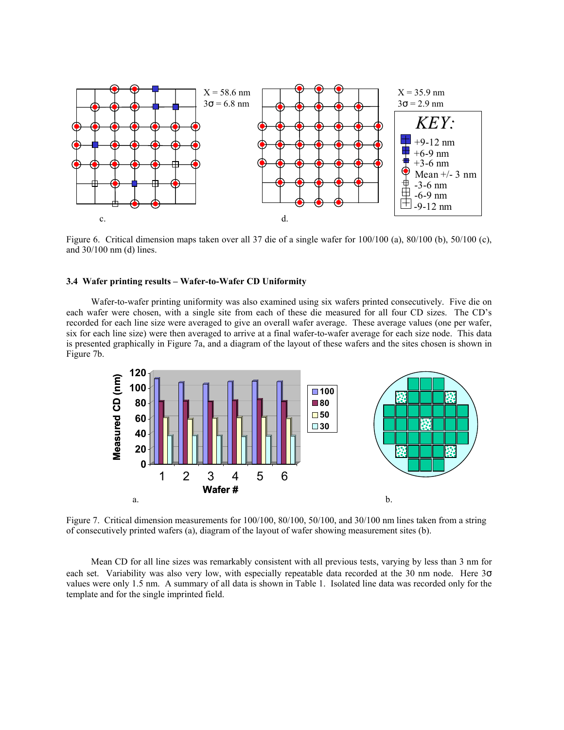X = 58.6 nm
3σ = 6.8 nm

X = 35.9 nm
3σ = 2.9 nm

*KEY:*
+9-12 nm
+6-9 nm
+3-6 nm
Mean +/- 3 nm
-3-6 nm
-6-9 nm
-9-12 nm

c. d.

Figure 6. Critical dimension maps taken over all 37 die of a single wafer for 100/100 (a), 80/100 (b), 50/100 (c), and 30/100 nm (d) lines.

### 3.4 Wafer printing results – Wafer-to-Wafer CD Uniformity

Wafer-to-wafer printing uniformity was also examined using six wafers printed consecutively. Five die on each wafer were chosen, with a single site from each of these die measured for all four CD sizes. The CD's recorded for each line size were averaged to give an overall wafer average. These average values (one per wafer, six for each line size) were then averaged to arrive at a final wafer-to-wafer average for each size node. This data is presented graphically in Figure 7a, and a diagram of the layout of these wafers and the sites chosen is shown in Figure 7b.

a. b.

Figure 7. Critical dimension measurements for 100/100, 80/100, 50/100, and 30/100 nm lines taken from a string of consecutively printed wafers (a), diagram of the layout of wafer showing measurement sites (b).

Mean CD for all line sizes was remarkably consistent with all previous tests, varying by less than 3 nm for each set. Variability was also very low, with especially repeatable data recorded at the 30 nm node. Here 3σ values were only 1.5 nm. A summary of all data is shown in Table 1. Isolated line data was recorded only for the template and for the single imprinted field.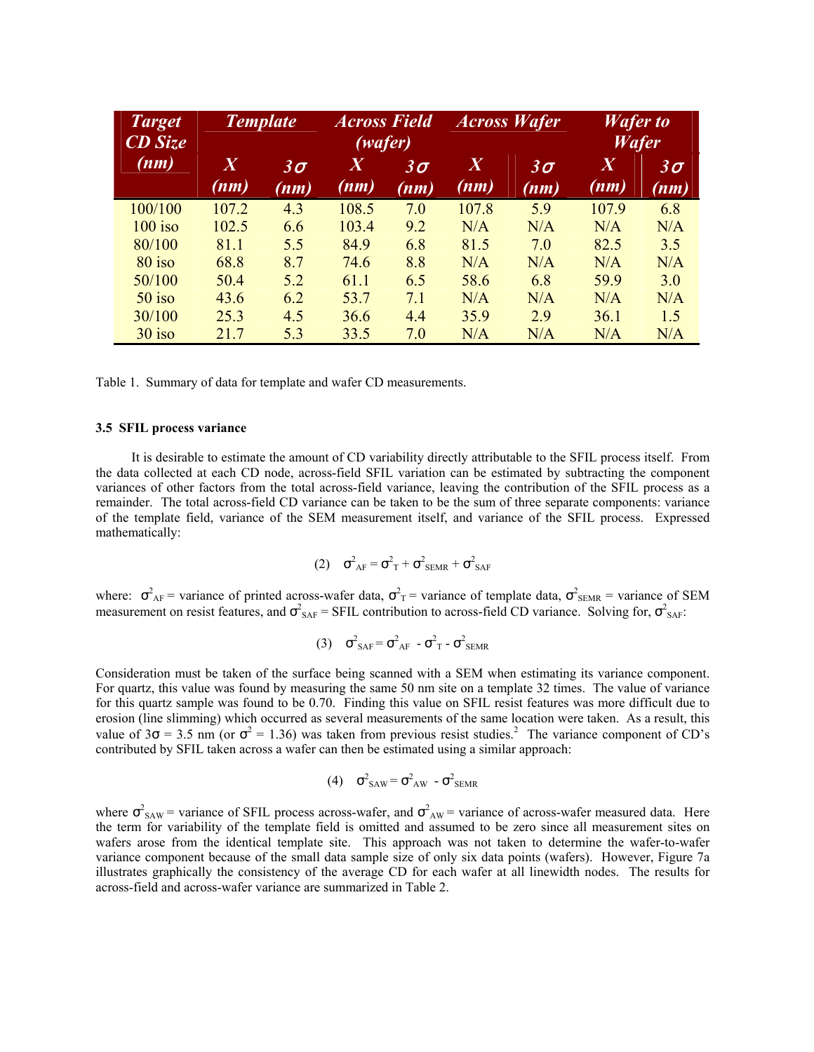| Target CD Size (nm) | Template | | Across Field (wafer) | | Across Wafer | | Wafer to Wafer | |
|---|---|---|---|---|---|---|---|---|
| | X (nm) | 3σ (nm) | X (nm) | 3σ (nm) | X (nm) | 3σ (nm) | X (nm) | 3σ (nm) |
| 100/100 | 107.2 | 4.3 | 108.5 | 7.0 | 107.8 | 5.9 | 107.9 | 6.8 |
| 100 iso | 102.5 | 6.6 | 103.4 | 9.2 | N/A | N/A | N/A | N/A |
| 80/100 | 81.1 | 5.5 | 84.9 | 6.8 | 81.5 | 7.0 | 82.5 | 3.5 |
| 80 iso | 68.8 | 8.7 | 74.6 | 8.8 | N/A | N/A | N/A | N/A |
| 50/100 | 50.4 | 5.2 | 61.1 | 6.5 | 58.6 | 6.8 | 59.9 | 3.0 |
| 50 iso | 43.6 | 6.2 | 53.7 | 7.1 | N/A | N/A | N/A | N/A |
| 30/100 | 25.3 | 4.5 | 36.6 | 4.4 | 35.9 | 2.9 | 36.1 | 1.5 |
| 30 iso | 21.7 | 5.3 | 33.5 | 7.0 | N/A | N/A | N/A | N/A |

Table 1. Summary of data for template and wafer CD measurements.

### 3.5 SFIL process variance

It is desirable to estimate the amount of CD variability directly attributable to the SFIL process itself. From the data collected at each CD node, across-field SFIL variation can be estimated by subtracting the component variances of other factors from the total across-field variance, leaving the contribution of the SFIL process as a remainder. The total across-field CD variance can be taken to be the sum of three separate components: variance of the template field, variance of the SEM measurement itself, and variance of the SFIL process. Expressed mathematically:

$$(2) \quad \sigma^2_{AF} = \sigma^2_{T} + \sigma^2_{SEMR} + \sigma^2_{SAF}$$

where: $\sigma^2_{AF}$ = variance of printed across-wafer data, $\sigma^2_{T}$ = variance of template data, $\sigma^2_{SEMR}$ = variance of SEM measurement on resist features, and $\sigma^2_{SAF}$ = SFIL contribution to across-field CD variance. Solving for, $\sigma^2_{SAF}$:

$$(3) \quad \sigma^2_{SAF} = \sigma^2_{AF} - \sigma^2_{T} - \sigma^2_{SEMR}$$

Consideration must be taken of the surface being scanned with a SEM when estimating its variance component. For quartz, this value was found by measuring the same 50 nm site on a template 32 times. The value of variance for this quartz sample was found to be 0.70. Finding this value on SFIL resist features was more difficult due to erosion (line slimming) which occurred as several measurements of the same location were taken. As a result, this value of $3\sigma$ = 3.5 nm (or $\sigma^2$ = 1.36) was taken from previous resist studies.[2] The variance component of CD's contributed by SFIL taken across a wafer can then be estimated using a similar approach:

$$(4) \quad \sigma^2_{SAW} = \sigma^2_{AW} - \sigma^2_{SEMR}$$

where $\sigma^2_{SAW}$ = variance of SFIL process across-wafer, and $\sigma^2_{AW}$ = variance of across-wafer measured data. Here the term for variability of the template field is omitted and assumed to be zero since all measurement sites on wafers arose from the identical template site. This approach was not taken to determine the wafer-to-wafer variance component because of the small data sample size of only six data points (wafers). However, Figure 7a illustrates graphically the consistency of the average CD for each wafer at all linewidth nodes. The results for across-field and across-wafer variance are summarized in Table 2.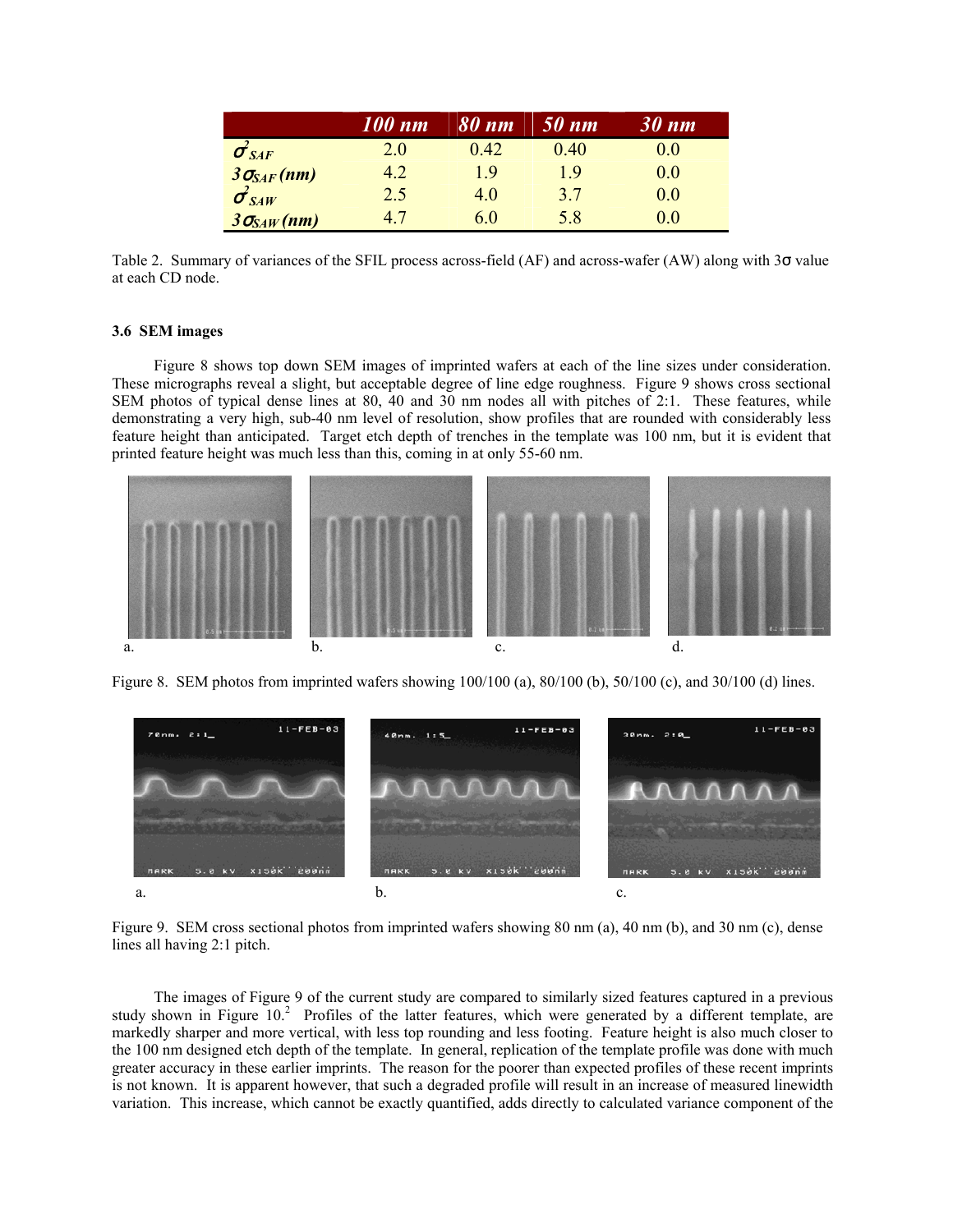| | *100 nm* | *80 nm* | *50 nm* | *30 nm* |
|---|---|---|---|---|
| $\sigma^2_{SAF}$ | 2.0 | 0.42 | 0.40 | 0.0 |
| $3\sigma_{SAF}$ *(nm)* | 4.2 | 1.9 | 1.9 | 0.0 |
| $\sigma^2_{SAW}$ | 2.5 | 4.0 | 3.7 | 0.0 |
| $3\sigma_{SAW}$ *(nm)* | 4.7 | 6.0 | 5.8 | 0.0 |

Table 2. Summary of variances of the SFIL process across-field (AF) and across-wafer (AW) along with 3σ value at each CD node.

### 3.6 SEM images

Figure 8 shows top down SEM images of imprinted wafers at each of the line sizes under consideration. These micrographs reveal a slight, but acceptable degree of line edge roughness. Figure 9 shows cross sectional SEM photos of typical dense lines at 80, 40 and 30 nm nodes all with pitches of 2:1. These features, while demonstrating a very high, sub-40 nm level of resolution, show profiles that are rounded with considerably less feature height than anticipated. Target etch depth of trenches in the template was 100 nm, but it is evident that printed feature height was much less than this, coming in at only 55-60 nm.

Figure 8. SEM photos from imprinted wafers showing 100/100 (a), 80/100 (b), 50/100 (c), and 30/100 (d) lines.

Figure 9. SEM cross sectional photos from imprinted wafers showing 80 nm (a), 40 nm (b), and 30 nm (c), dense lines all having 2:1 pitch.

The images of Figure 9 of the current study are compared to similarly sized features captured in a previous study shown in Figure 10.[2] Profiles of the latter features, which were generated by a different template, are markedly sharper and more vertical, with less top rounding and less footing. Feature height is also much closer to the 100 nm designed etch depth of the template. In general, replication of the template profile was done with much greater accuracy in these earlier imprints. The reason for the poorer than expected profiles of these recent imprints is not known. It is apparent however, that such a degraded profile will result in an increase of measured linewidth variation. This increase, which cannot be exactly quantified, adds directly to calculated variance component of the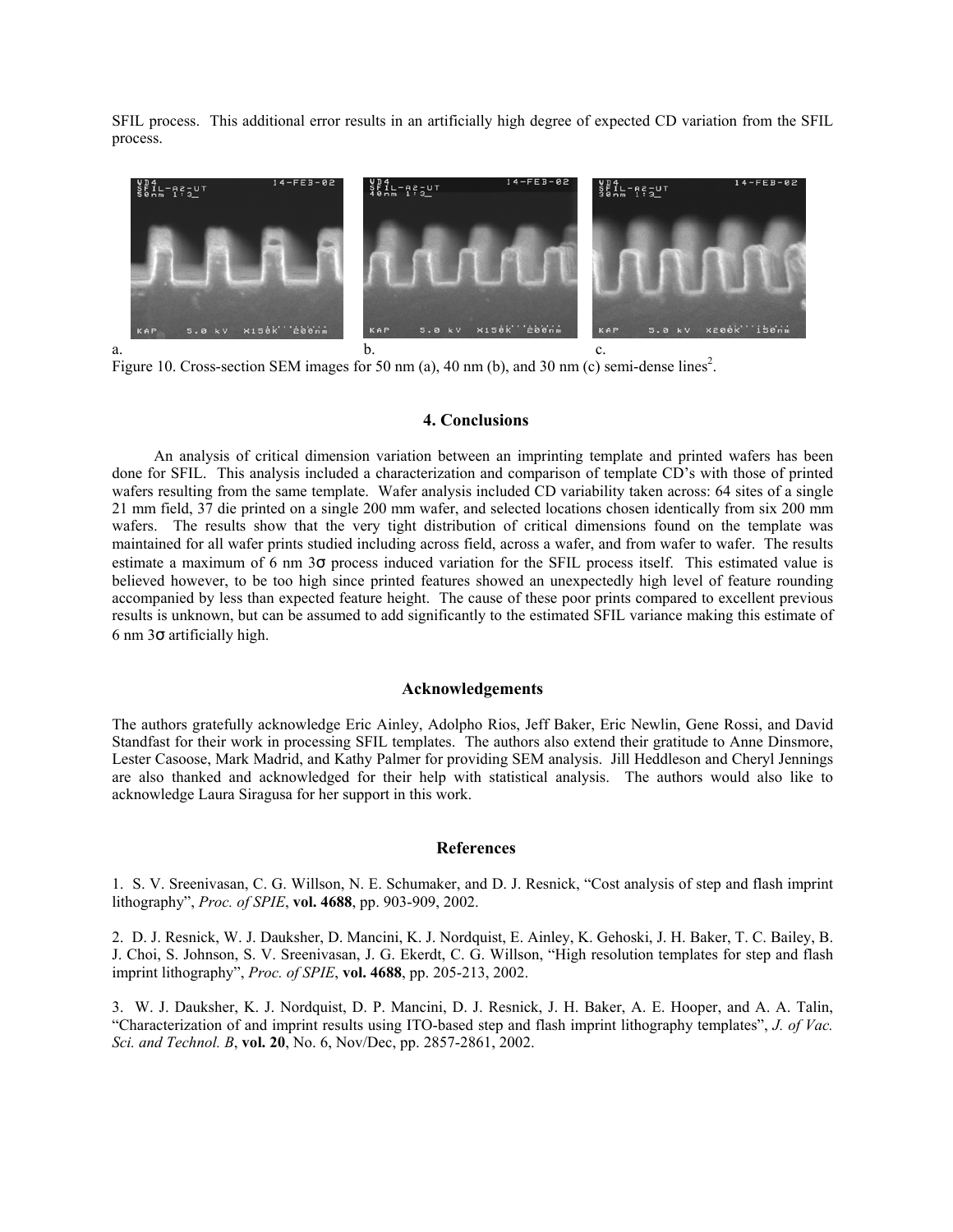SFIL process. This additional error results in an artificially high degree of expected CD variation from the SFIL process.

a. b. c.

Figure 10. Cross-section SEM images for 50 nm (a), 40 nm (b), and 30 nm (c) semi-dense lines[2].

## 4. Conclusions

An analysis of critical dimension variation between an imprinting template and printed wafers has been done for SFIL. This analysis included a characterization and comparison of template CD's with those of printed wafers resulting from the same template. Wafer analysis included CD variability taken across: 64 sites of a single 21 mm field, 37 die printed on a single 200 mm wafer, and selected locations chosen identically from six 200 mm wafers. The results show that the very tight distribution of critical dimensions found on the template was maintained for all wafer prints studied including across field, across a wafer, and from wafer to wafer. The results estimate a maximum of 6 nm 3σ process induced variation for the SFIL process itself. This estimated value is believed however, to be too high since printed features showed an unexpectedly high level of feature rounding accompanied by less than expected feature height. The cause of these poor prints compared to excellent previous results is unknown, but can be assumed to add significantly to the estimated SFIL variance making this estimate of 6 nm 3σ artificially high.

## Acknowledgements

The authors gratefully acknowledge Eric Ainley, Adolpho Rios, Jeff Baker, Eric Newlin, Gene Rossi, and David Standfast for their work in processing SFIL templates. The authors also extend their gratitude to Anne Dinsmore, Lester Casoose, Mark Madrid, and Kathy Palmer for providing SEM analysis. Jill Heddleson and Cheryl Jennings are also thanked and acknowledged for their help with statistical analysis. The authors would also like to acknowledge Laura Siragusa for her support in this work.

## References

1. S. V. Sreenivasan, C. G. Willson, N. E. Schumaker, and D. J. Resnick, "Cost analysis of step and flash imprint lithography", *Proc. of SPIE*, **vol. 4688**, pp. 903-909, 2002.

2. D. J. Resnick, W. J. Dauksher, D. Mancini, K. J. Nordquist, E. Ainley, K. Gehoski, J. H. Baker, T. C. Bailey, B. J. Choi, S. Johnson, S. V. Sreenivasan, J. G. Ekerdt, C. G. Willson, "High resolution templates for step and flash imprint lithography", *Proc. of SPIE*, **vol. 4688**, pp. 205-213, 2002.

3. W. J. Dauksher, K. J. Nordquist, D. P. Mancini, D. J. Resnick, J. H. Baker, A. E. Hooper, and A. A. Talin, "Characterization of and imprint results using ITO-based step and flash imprint lithography templates", *J. of Vac. Sci. and Technol. B*, **vol. 20**, No. 6, Nov/Dec, pp. 2857-2861, 2002.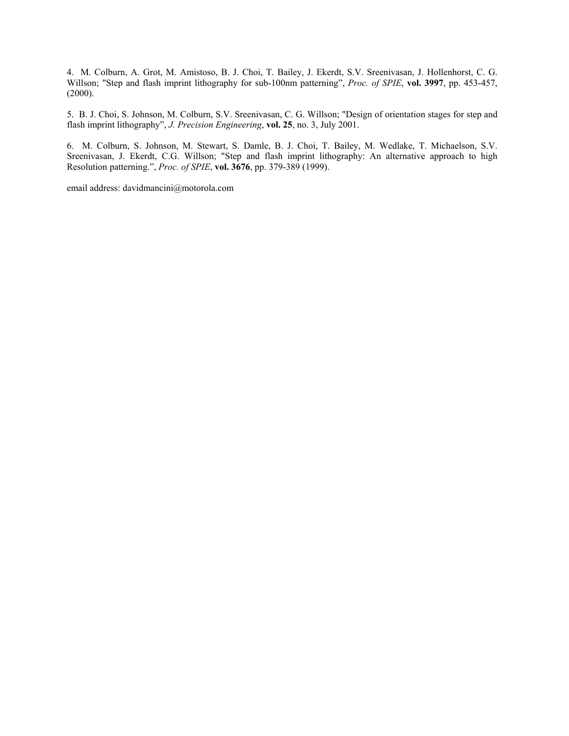4. M. Colburn, A. Grot, M. Amistoso, B. J. Choi, T. Bailey, J. Ekerdt, S.V. Sreenivasan, J. Hollenhorst, C. G. Willson; "Step and flash imprint lithography for sub-100nm patterning", *Proc. of SPIE*, **vol. 3997**, pp. 453-457, (2000).

5. B. J. Choi, S. Johnson, M. Colburn, S.V. Sreenivasan, C. G. Willson; "Design of orientation stages for step and flash imprint lithography", *J. Precision Engineering*, **vol. 25**, no. 3, July 2001.

6. M. Colburn, S. Johnson, M. Stewart, S. Damle, B. J. Choi, T. Bailey, M. Wedlake, T. Michaelson, S.V. Sreenivasan, J. Ekerdt, C.G. Willson; "Step and flash imprint lithography: An alternative approach to high Resolution patterning.", *Proc. of SPIE*, **vol. 3676**, pp. 379-389 (1999).

email address: davidmancini@motorola.com